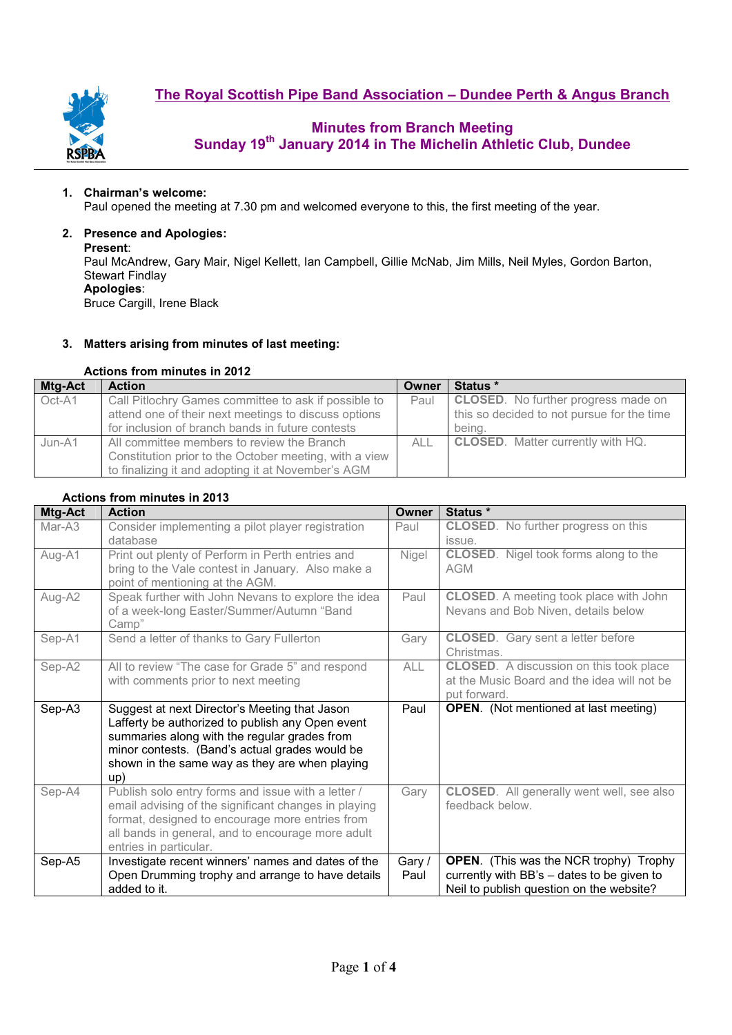# The Royal Scottish Pipe Band Association – Dundee Perth & Angus Branch

## Minutes from Branch Meeting
## Sunday 19th January 2014 in The Michelin Athletic Club, Dundee

1. **Chairman's welcome:**
   Paul opened the meeting at 7.30 pm and welcomed everyone to this, the first meeting of the year.

2. **Presence and Apologies:**
   **Present**:
   Paul McAndrew, Gary Mair, Nigel Kellett, Ian Campbell, Gillie McNab, Jim Mills, Neil Myles, Gordon Barton, Stewart Findlay
   **Apologies**:
   Bruce Cargill, Irene Black

3. **Matters arising from minutes of last meeting:**

**Actions from minutes in 2012**

| Mtg-Act | Action | Owner | Status * |
|---|---|---|---|
| Oct-A1 | Call Pitlochry Games committee to ask if possible to attend one of their next meetings to discuss options for inclusion of branch bands in future contests | Paul | **CLOSED**. No further progress made on this so decided to not pursue for the time being. |
| Jun-A1 | All committee members to review the Branch Constitution prior to the October meeting, with a view to finalizing it and adopting it at November's AGM | ALL | **CLOSED**. Matter currently with HQ. |

**Actions from minutes in 2013**

| Mtg-Act | Action | Owner | Status * |
|---|---|---|---|
| Mar-A3 | Consider implementing a pilot player registration database | Paul | **CLOSED**. No further progress on this issue. |
| Aug-A1 | Print out plenty of Perform in Perth entries and bring to the Vale contest in January. Also make a point of mentioning at the AGM. | Nigel | **CLOSED**. Nigel took forms along to the AGM |
| Aug-A2 | Speak further with John Nevans to explore the idea of a week-long Easter/Summer/Autumn "Band Camp" | Paul | **CLOSED**. A meeting took place with John Nevans and Bob Niven, details below |
| Sep-A1 | Send a letter of thanks to Gary Fullerton | Gary | **CLOSED**. Gary sent a letter before Christmas. |
| Sep-A2 | All to review "The case for Grade 5" and respond with comments prior to next meeting | ALL | **CLOSED**. A discussion on this took place at the Music Board and the idea will not be put forward. |
| Sep-A3 | Suggest at next Director's Meeting that Jason Lafferty be authorized to publish any Open event summaries along with the regular grades from minor contests. (Band's actual grades would be shown in the same way as they are when playing up) | Paul | **OPEN**. (Not mentioned at last meeting) |
| Sep-A4 | Publish solo entry forms and issue with a letter / email advising of the significant changes in playing format, designed to encourage more entries from all bands in general, and to encourage more adult entries in particular. | Gary | **CLOSED**. All generally went well, see also feedback below. |
| Sep-A5 | Investigate recent winners' names and dates of the Open Drumming trophy and arrange to have details added to it. | Gary / Paul | **OPEN**. (This was the NCR trophy) Trophy currently with BB's – dates to be given to Neil to publish question on the website? |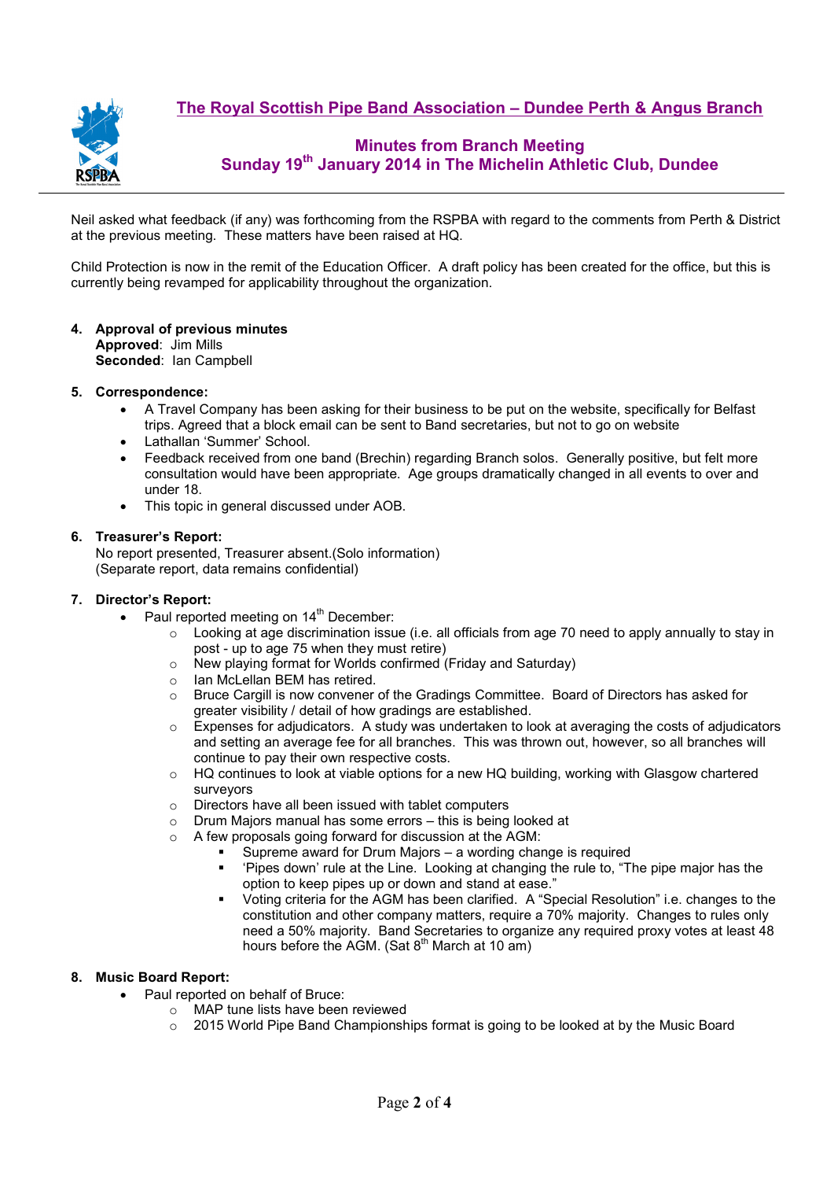# The Royal Scottish Pipe Band Association – Dundee Perth & Angus Branch

## Minutes from Branch Meeting
## Sunday 19th January 2014 in The Michelin Athletic Club, Dundee

Neil asked what feedback (if any) was forthcoming from the RSPBA with regard to the comments from Perth & District at the previous meeting. These matters have been raised at HQ.

Child Protection is now in the remit of the Education Officer. A draft policy has been created for the office, but this is currently being revamped for applicability throughout the organization.

4. **Approval of previous minutes**
   **Approved**: Jim Mills
   **Seconded**: Ian Campbell

5. **Correspondence:**
   - A Travel Company has been asking for their business to be put on the website, specifically for Belfast trips. Agreed that a block email can be sent to Band secretaries, but not to go on website
   - Lathallan 'Summer' School.
   - Feedback received from one band (Brechin) regarding Branch solos. Generally positive, but felt more consultation would have been appropriate. Age groups dramatically changed in all events to over and under 18.
   - This topic in general discussed under AOB.

6. **Treasurer's Report:**
   No report presented, Treasurer absent.(Solo information)
   (Separate report, data remains confidential)

7. **Director's Report:**
   - Paul reported meeting on 14th December:
     - Looking at age discrimination issue (i.e. all officials from age 70 need to apply annually to stay in post - up to age 75 when they must retire)
     - New playing format for Worlds confirmed (Friday and Saturday)
     - Ian McLellan BEM has retired.
     - Bruce Cargill is now convener of the Gradings Committee. Board of Directors has asked for greater visibility / detail of how gradings are established.
     - Expenses for adjudicators. A study was undertaken to look at averaging the costs of adjudicators and setting an average fee for all branches. This was thrown out, however, so all branches will continue to pay their own respective costs.
     - HQ continues to look at viable options for a new HQ building, working with Glasgow chartered surveyors
     - Directors have all been issued with tablet computers
     - Drum Majors manual has some errors – this is being looked at
     - A few proposals going forward for discussion at the AGM:
       - Supreme award for Drum Majors – a wording change is required
       - 'Pipes down' rule at the Line. Looking at changing the rule to, "The pipe major has the option to keep pipes up or down and stand at ease."
       - Voting criteria for the AGM has been clarified. A "Special Resolution" i.e. changes to the constitution and other company matters, require a 70% majority. Changes to rules only need a 50% majority. Band Secretaries to organize any required proxy votes at least 48 hours before the AGM. (Sat 8th March at 10 am)

8. **Music Board Report:**
   - Paul reported on behalf of Bruce:
     - MAP tune lists have been reviewed
     - 2015 World Pipe Band Championships format is going to be looked at by the Music Board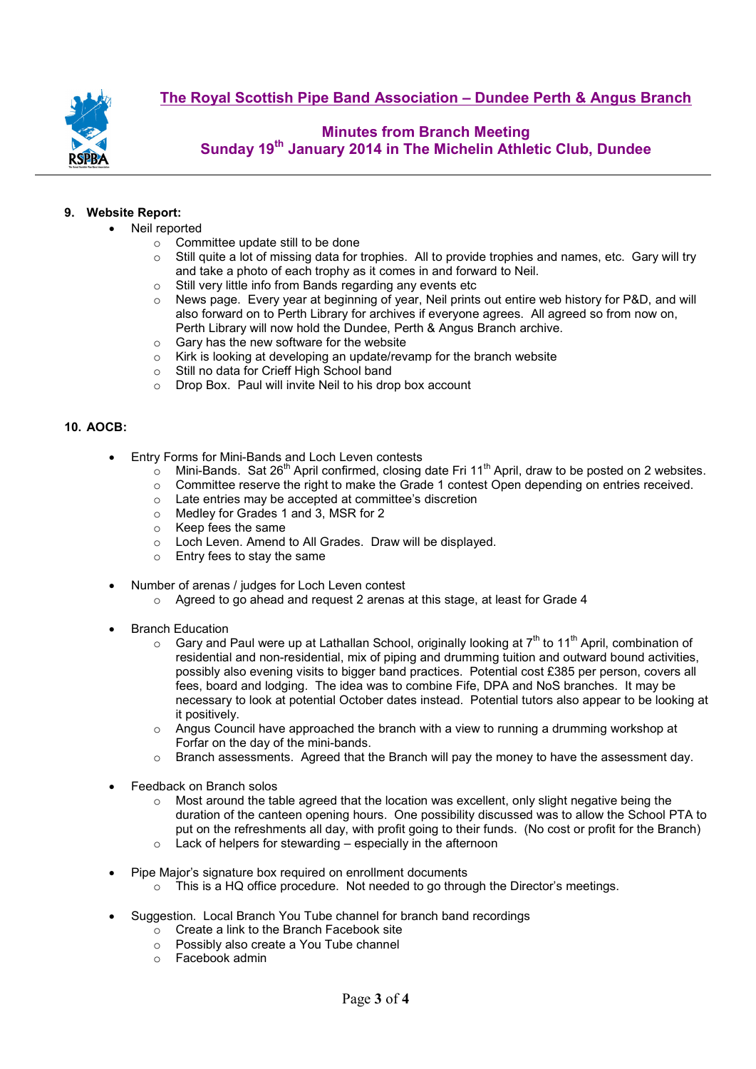## The Royal Scottish Pipe Band Association – Dundee Perth & Angus Branch

### Minutes from Branch Meeting
### Sunday 19th January 2014 in The Michelin Athletic Club, Dundee

**9. Website Report:**

- Neil reported
  - Committee update still to be done
  - Still quite a lot of missing data for trophies. All to provide trophies and names, etc. Gary will try and take a photo of each trophy as it comes in and forward to Neil.
  - Still very little info from Bands regarding any events etc
  - News page. Every year at beginning of year, Neil prints out entire web history for P&D, and will also forward on to Perth Library for archives if everyone agrees. All agreed so from now on, Perth Library will now hold the Dundee, Perth & Angus Branch archive.
  - Gary has the new software for the website
  - Kirk is looking at developing an update/revamp for the branch website
  - Still no data for Crieff High School band
  - Drop Box. Paul will invite Neil to his drop box account

**10. AOCB:**

- Entry Forms for Mini-Bands and Loch Leven contests
  - Mini-Bands. Sat 26th April confirmed, closing date Fri 11th April, draw to be posted on 2 websites.
  - Committee reserve the right to make the Grade 1 contest Open depending on entries received.
  - Late entries may be accepted at committee's discretion
  - Medley for Grades 1 and 3, MSR for 2
  - Keep fees the same
  - Loch Leven. Amend to All Grades. Draw will be displayed.
  - Entry fees to stay the same

- Number of arenas / judges for Loch Leven contest
  - Agreed to go ahead and request 2 arenas at this stage, at least for Grade 4

- Branch Education
  - Gary and Paul were up at Lathallan School, originally looking at 7th to 11th April, combination of residential and non-residential, mix of piping and drumming tuition and outward bound activities, possibly also evening visits to bigger band practices. Potential cost £385 per person, covers all fees, board and lodging. The idea was to combine Fife, DPA and NoS branches. It may be necessary to look at potential October dates instead. Potential tutors also appear to be looking at it positively.
  - Angus Council have approached the branch with a view to running a drumming workshop at Forfar on the day of the mini-bands.
  - Branch assessments. Agreed that the Branch will pay the money to have the assessment day.

- Feedback on Branch solos
  - Most around the table agreed that the location was excellent, only slight negative being the duration of the canteen opening hours. One possibility discussed was to allow the School PTA to put on the refreshments all day, with profit going to their funds. (No cost or profit for the Branch)
  - Lack of helpers for stewarding – especially in the afternoon

- Pipe Major's signature box required on enrollment documents
  - This is a HQ office procedure. Not needed to go through the Director's meetings.

- Suggestion. Local Branch You Tube channel for branch band recordings
  - Create a link to the Branch Facebook site
  - Possibly also create a You Tube channel
  - Facebook admin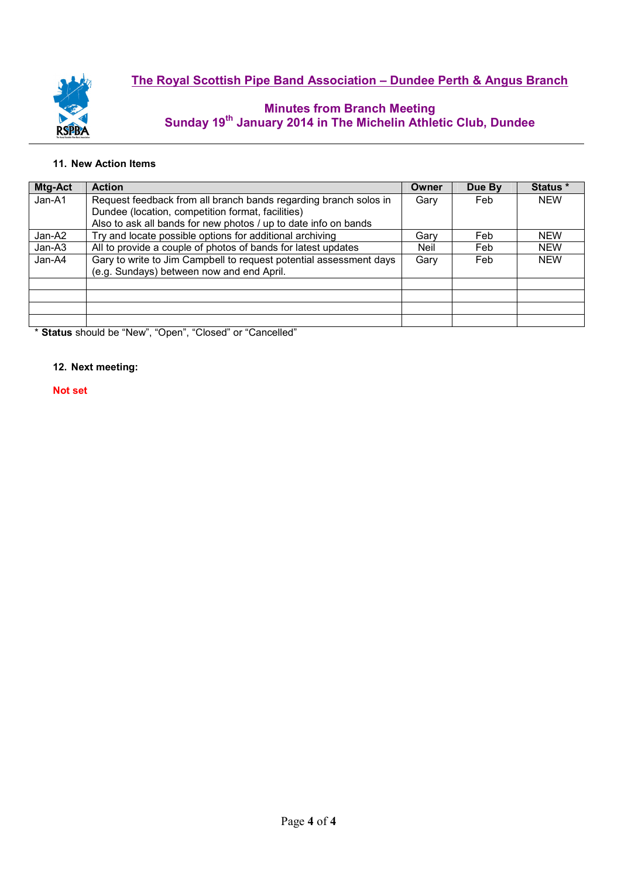**11. New Action Items**

| Mtg-Act | Action | Owner | Due By | Status * |
|---|---|---|---|---|
| Jan-A1 | Request feedback from all branch bands regarding branch solos in Dundee (location, competition format, facilities)<br>Also to ask all bands for new photos / up to date info on bands | Gary | Feb | NEW |
| Jan-A2 | Try and locate possible options for additional archiving | Gary | Feb | NEW |
| Jan-A3 | All to provide a couple of photos of bands for latest updates | Neil | Feb | NEW |
| Jan-A4 | Gary to write to Jim Campbell to request potential assessment days (e.g. Sundays) between now and end April. | Gary | Feb | NEW |
| | | | | |
| | | | | |
| | | | | |
| | | | | |

* **Status** should be "New", "Open", "Closed" or "Cancelled"

**12. Next meeting:**

Not set